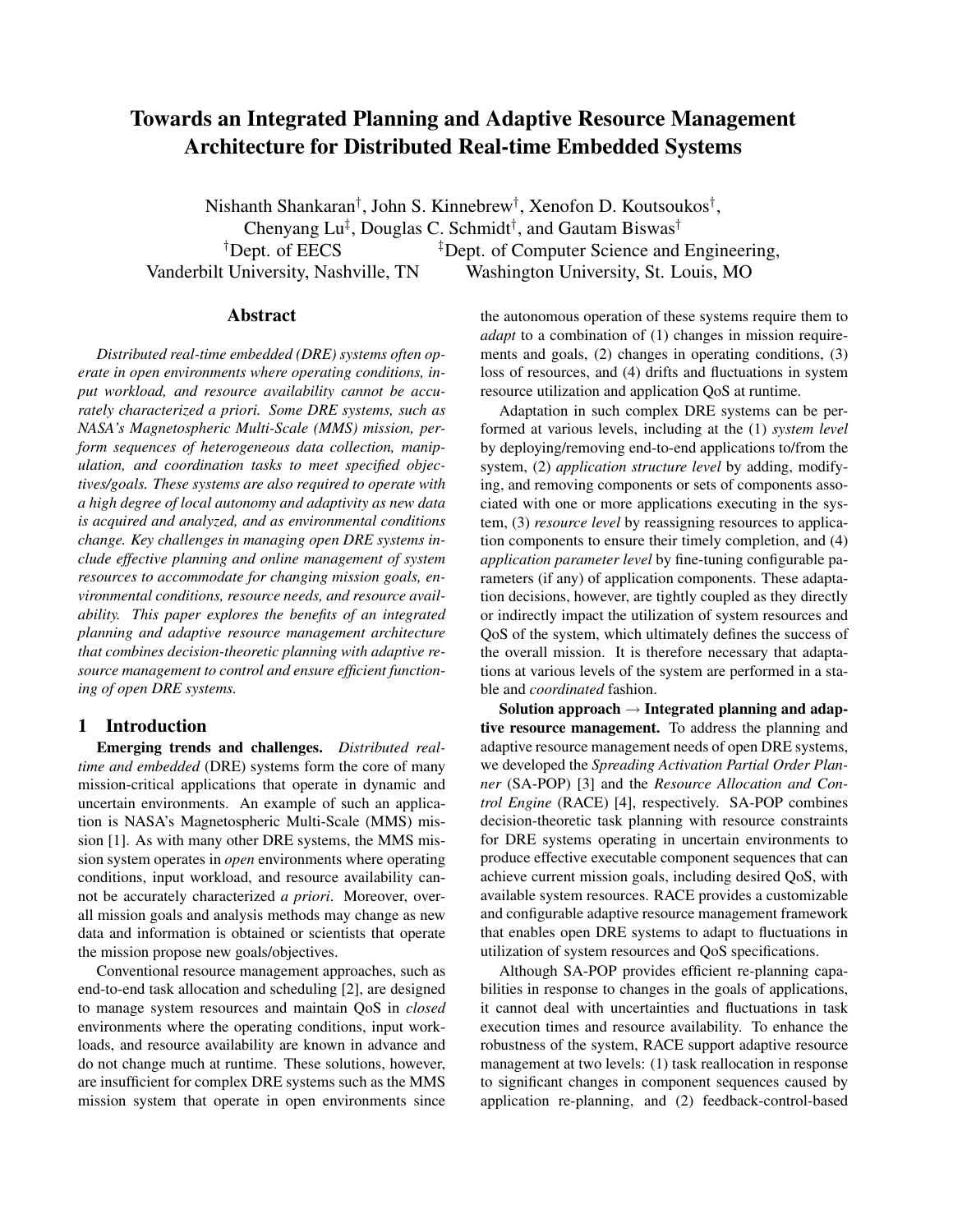# Towards an Integrated Planning and Adaptive Resource Management Architecture for Distributed Real-time Embedded Systems

Nishanth Shankaran[†], John S. Kinnebrew[†], Xenofon D. Koutsoukos[†], Chenyang Lu[‡], Douglas C. Schmidt[†], and Gautam Biswas[†]

[†]Dept. of EECS, Vanderbilt University, Nashville, TN

[‡]Dept. of Computer Science and Engineering, Washington University, St. Louis, MO

## Abstract

*Distributed real-time embedded (DRE) systems often operate in open environments where operating conditions, input workload, and resource availability cannot be accurately characterized a priori. Some DRE systems, such as NASA's Magnetospheric Multi-Scale (MMS) mission, perform sequences of heterogeneous data collection, manipulation, and coordination tasks to meet specified objectives/goals. These systems are also required to operate with a high degree of local autonomy and adaptivity as new data is acquired and analyzed, and as environmental conditions change. Key challenges in managing open DRE systems include effective planning and online management of system resources to accommodate for changing mission goals, environmental conditions, resource needs, and resource availability. This paper explores the benefits of an integrated planning and adaptive resource management architecture that combines decision-theoretic planning with adaptive resource management to control and ensure efficient functioning of open DRE systems.*

## 1 Introduction

**Emerging trends and challenges.** *Distributed real-time and embedded* (DRE) systems form the core of many mission-critical applications that operate in dynamic and uncertain environments. An example of such an application is NASA's Magnetospheric Multi-Scale (MMS) mission [1]. As with many other DRE systems, the MMS mission system operates in *open* environments where operating conditions, input workload, and resource availability cannot be accurately characterized *a priori*. Moreover, overall mission goals and analysis methods may change as new data and information is obtained or scientists that operate the mission propose new goals/objectives.

Conventional resource management approaches, such as end-to-end task allocation and scheduling [2], are designed to manage system resources and maintain QoS in *closed* environments where the operating conditions, input workloads, and resource availability are known in advance and do not change much at runtime. These solutions, however, are insufficient for complex DRE systems such as the MMS mission system that operate in open environments since the autonomous operation of these systems require them to *adapt* to a combination of (1) changes in mission requirements and goals, (2) changes in operating conditions, (3) loss of resources, and (4) drifts and fluctuations in system resource utilization and application QoS at runtime.

Adaptation in such complex DRE systems can be performed at various levels, including at the (1) *system level* by deploying/removing end-to-end applications to/from the system, (2) *application structure level* by adding, modifying, and removing components or sets of components associated with one or more applications executing in the system, (3) *resource level* by reassigning resources to application components to ensure their timely completion, and (4) *application parameter level* by fine-tuning configurable parameters (if any) of application components. These adaptation decisions, however, are tightly coupled as they directly or indirectly impact the utilization of system resources and QoS of the system, which ultimately defines the success of the overall mission. It is therefore necessary that adaptations at various levels of the system are performed in a stable and *coordinated* fashion.

**Solution approach → Integrated planning and adaptive resource management.** To address the planning and adaptive resource management needs of open DRE systems, we developed the *Spreading Activation Partial Order Planner* (SA-POP) [3] and the *Resource Allocation and Control Engine* (RACE) [4], respectively. SA-POP combines decision-theoretic task planning with resource constraints for DRE systems operating in uncertain environments to produce effective executable component sequences that can achieve current mission goals, including desired QoS, with available system resources. RACE provides a customizable and configurable adaptive resource management framework that enables open DRE systems to adapt to fluctuations in utilization of system resources and QoS specifications.

Although SA-POP provides efficient re-planning capabilities in response to changes in the goals of applications, it cannot deal with uncertainties and fluctuations in task execution times and resource availability. To enhance the robustness of the system, RACE support adaptive resource management at two levels: (1) task reallocation in response to significant changes in component sequences caused by application re-planning, and (2) feedback-control-based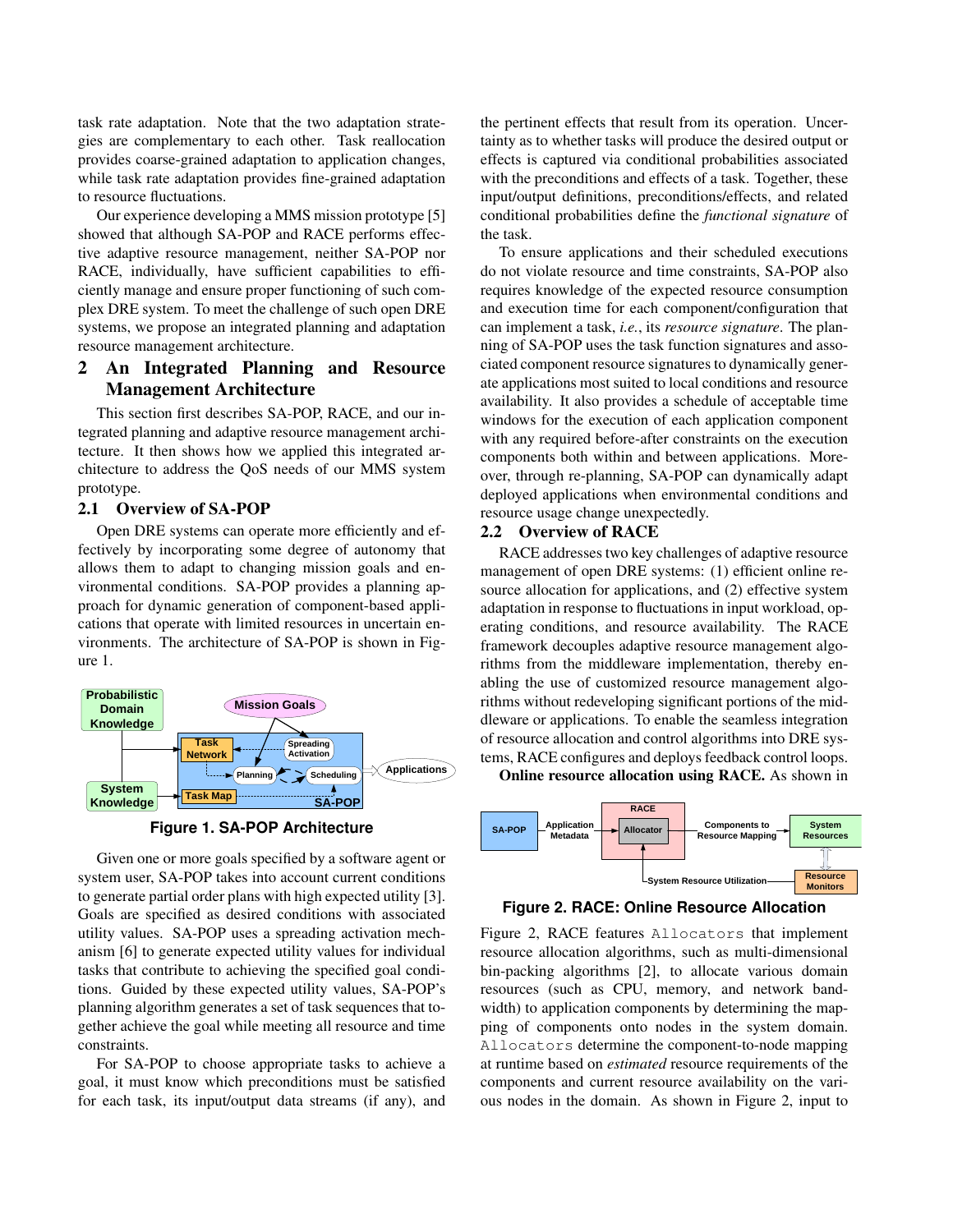task rate adaptation. Note that the two adaptation strategies are complementary to each other. Task reallocation provides coarse-grained adaptation to application changes, while task rate adaptation provides fine-grained adaptation to resource fluctuations.

Our experience developing a MMS mission prototype [5] showed that although SA-POP and RACE performs effective adaptive resource management, neither SA-POP nor RACE, individually, have sufficient capabilities to efficiently manage and ensure proper functioning of such complex DRE system. To meet the challenge of such open DRE systems, we propose an integrated planning and adaptation resource management architecture.

## 2 An Integrated Planning and Resource Management Architecture

This section first describes SA-POP, RACE, and our integrated planning and adaptive resource management architecture. It then shows how we applied this integrated architecture to address the QoS needs of our MMS system prototype.

### 2.1 Overview of SA-POP

Open DRE systems can operate more efficiently and effectively by incorporating some degree of autonomy that allows them to adapt to changing mission goals and environmental conditions. SA-POP provides a planning approach for dynamic generation of component-based applications that operate with limited resources in uncertain environments. The architecture of SA-POP is shown in Figure 1.

**Figure 1. SA-POP Architecture**

Given one or more goals specified by a software agent or system user, SA-POP takes into account current conditions to generate partial order plans with high expected utility [3]. Goals are specified as desired conditions with associated utility values. SA-POP uses a spreading activation mechanism [6] to generate expected utility values for individual tasks that contribute to achieving the specified goal conditions. Guided by these expected utility values, SA-POP's planning algorithm generates a set of task sequences that together achieve the goal while meeting all resource and time constraints.

For SA-POP to choose appropriate tasks to achieve a goal, it must know which preconditions must be satisfied for each task, its input/output data streams (if any), and the pertinent effects that result from its operation. Uncertainty as to whether tasks will produce the desired output or effects is captured via conditional probabilities associated with the preconditions and effects of a task. Together, these input/output definitions, preconditions/effects, and related conditional probabilities define the *functional signature* of the task.

To ensure applications and their scheduled executions do not violate resource and time constraints, SA-POP also requires knowledge of the expected resource consumption and execution time for each component/configuration that can implement a task, *i.e.*, its *resource signature*. The planning of SA-POP uses the task function signatures and associated component resource signatures to dynamically generate applications most suited to local conditions and resource availability. It also provides a schedule of acceptable time windows for the execution of each application component with any required before-after constraints on the execution components both within and between applications. Moreover, through re-planning, SA-POP can dynamically adapt deployed applications when environmental conditions and resource usage change unexpectedly.

### 2.2 Overview of RACE

RACE addresses two key challenges of adaptive resource management of open DRE systems: (1) efficient online resource allocation for applications, and (2) effective system adaptation in response to fluctuations in input workload, operating conditions, and resource availability. The RACE framework decouples adaptive resource management algorithms from the middleware implementation, thereby enabling the use of customized resource management algorithms without redeveloping significant portions of the middleware or applications. To enable the seamless integration of resource allocation and control algorithms into DRE systems, RACE configures and deploys feedback control loops.

**Online resource allocation using RACE.** As shown in Figure 2, RACE features `Allocators` that implement resource allocation algorithms, such as multi-dimensional bin-packing algorithms [2], to allocate various domain resources (such as CPU, memory, and network bandwidth) to application components by determining the mapping of components onto nodes in the system domain. `Allocators` determine the component-to-node mapping at runtime based on *estimated* resource requirements of the components and current resource availability on the various nodes in the domain. As shown in Figure 2, input to

**Figure 2. RACE: Online Resource Allocation**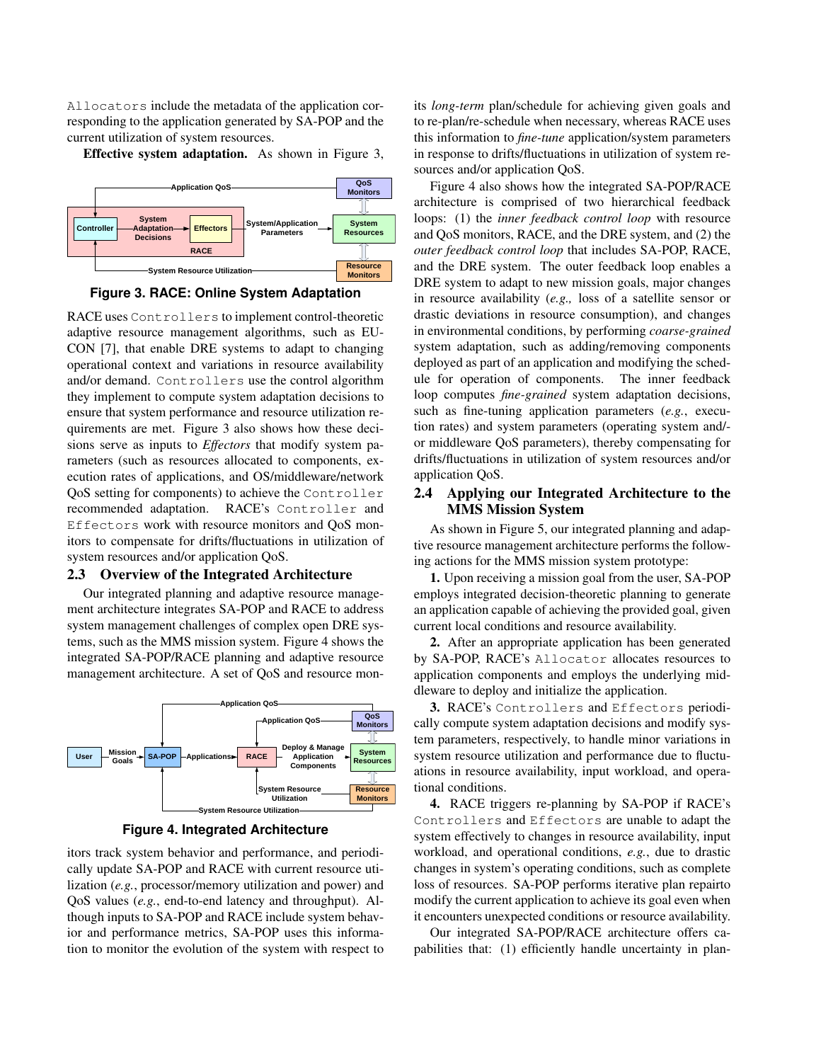Allocators include the metadata of the application corresponding to the application generated by SA-POP and the current utilization of system resources.

**Effective system adaptation.** As shown in Figure 3,

**Figure 3. RACE: Online System Adaptation**

RACE uses Controllers to implement control-theoretic adaptive resource management algorithms, such as EUCON [7], that enable DRE systems to adapt to changing operational context and variations in resource availability and/or demand. Controllers use the control algorithm they implement to compute system adaptation decisions to ensure that system performance and resource utilization requirements are met. Figure 3 also shows how these decisions serve as inputs to *Effectors* that modify system parameters (such as resources allocated to components, execution rates of applications, and OS/middleware/network QoS setting for components) to achieve the Controller recommended adaptation. RACE's Controller and Effectors work with resource monitors and QoS monitors to compensate for drifts/fluctuations in utilization of system resources and/or application QoS.

## 2.3 Overview of the Integrated Architecture

Our integrated planning and adaptive resource management architecture integrates SA-POP and RACE to address system management challenges of complex open DRE systems, such as the MMS mission system. Figure 4 shows the integrated SA-POP/RACE planning and adaptive resource management architecture. A set of QoS and resource monitors track system behavior and performance, and periodically update SA-POP and RACE with current resource utilization (*e.g.*, processor/memory utilization and power) and QoS values (*e.g.*, end-to-end latency and throughput). Although inputs to SA-POP and RACE include system behavior and performance metrics, SA-POP uses this information to monitor the evolution of the system with respect to its *long-term* plan/schedule for achieving given goals and to re-plan/re-schedule when necessary, whereas RACE uses this information to *fine-tune* application/system parameters in response to drifts/fluctuations in utilization of system resources and/or application QoS.

**Figure 4. Integrated Architecture**

Figure 4 also shows how the integrated SA-POP/RACE architecture is comprised of two hierarchical feedback loops: (1) the *inner feedback control loop* with resource and QoS monitors, RACE, and the DRE system, and (2) the *outer feedback control loop* that includes SA-POP, RACE, and the DRE system. The outer feedback loop enables a DRE system to adapt to new mission goals, major changes in resource availability (*e.g.,* loss of a satellite sensor or drastic deviations in resource consumption), and changes in environmental conditions, by performing *coarse-grained* system adaptation, such as adding/removing components deployed as part of an application and modifying the schedule for operation of components. The inner feedback loop computes *fine-grained* system adaptation decisions, such as fine-tuning application parameters (*e.g.*, execution rates) and system parameters (operating system and/or middleware QoS parameters), thereby compensating for drifts/fluctuations in utilization of system resources and/or application QoS.

## 2.4 Applying our Integrated Architecture to the MMS Mission System

As shown in Figure 5, our integrated planning and adaptive resource management architecture performs the following actions for the MMS mission system prototype:

**1.** Upon receiving a mission goal from the user, SA-POP employs integrated decision-theoretic planning to generate an application capable of achieving the provided goal, given current local conditions and resource availability.

**2.** After an appropriate application has been generated by SA-POP, RACE's Allocator allocates resources to application components and employs the underlying middleware to deploy and initialize the application.

**3.** RACE's Controllers and Effectors periodically compute system adaptation decisions and modify system parameters, respectively, to handle minor variations in system resource utilization and performance due to fluctuations in resource availability, input workload, and operational conditions.

**4.** RACE triggers re-planning by SA-POP if RACE's Controllers and Effectors are unable to adapt the system effectively to changes in resource availability, input workload, and operational conditions, *e.g.*, due to drastic changes in system's operating conditions, such as complete loss of resources. SA-POP performs iterative plan repairto modify the current application to achieve its goal even when it encounters unexpected conditions or resource availability.

Our integrated SA-POP/RACE architecture offers capabilities that: (1) efficiently handle uncertainty in plan-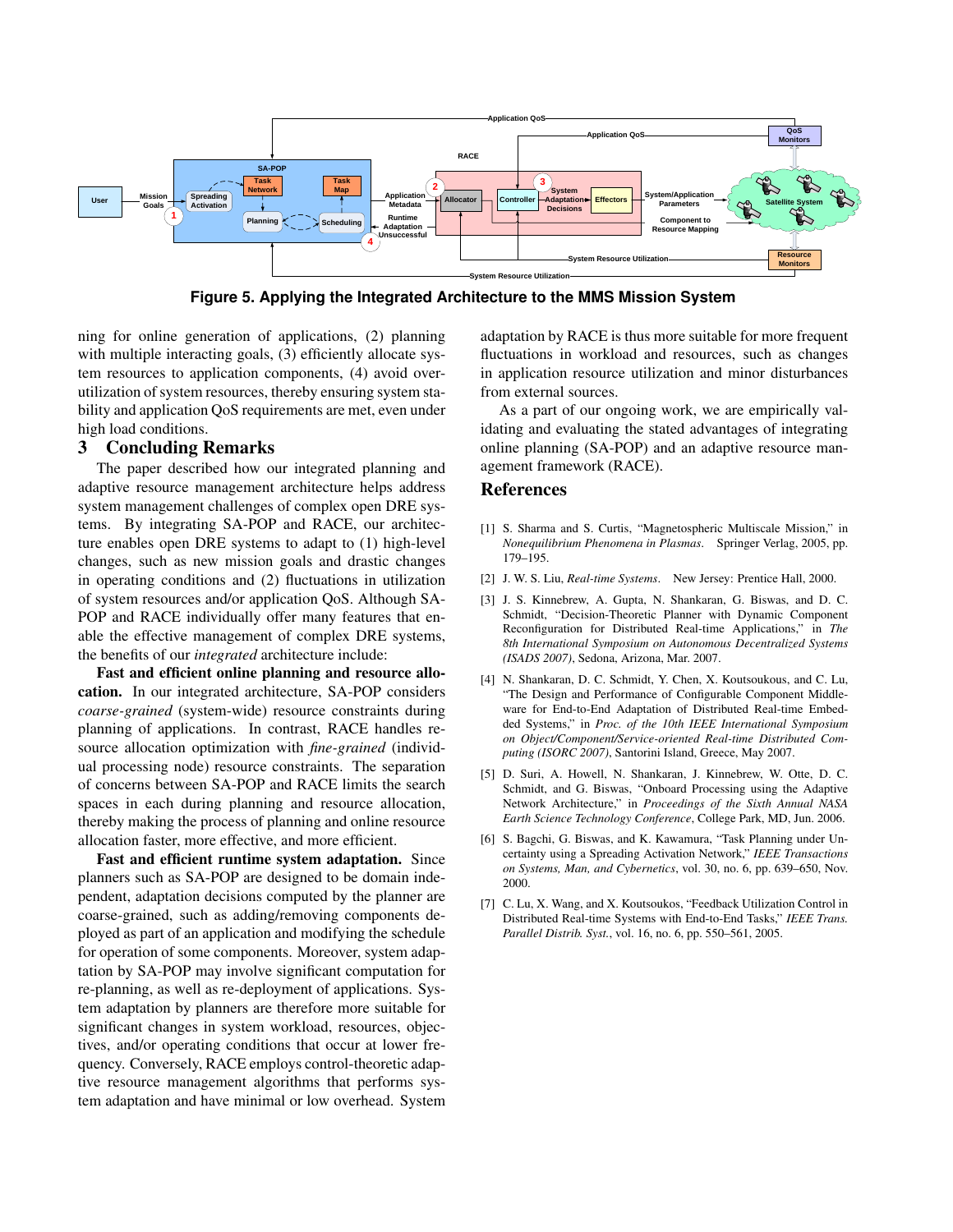Application QoS
Application QoS
QoS Monitors
RACE
SA-POP
Task Network
Task Map
User
Mission Goals
Spreading Activation
Planning
Scheduling
1
2
3
4
Application Metadata
Runtime Adaptation Unsuccessful
Allocator
Controller
System Adaptation Decisions
Effectors
System/Application Parameters
Component to Resource Mapping
Satellite System
System Resource Utilization
Resource Monitors
System Resource Utilization

**Figure 5. Applying the Integrated Architecture to the MMS Mission System**

ning for online generation of applications, (2) planning with multiple interacting goals, (3) efficiently allocate system resources to application components, (4) avoid over-utilization of system resources, thereby ensuring system stability and application QoS requirements are met, even under high load conditions.

## 3 Concluding Remarks

The paper described how our integrated planning and adaptive resource management architecture helps address system management challenges of complex open DRE systems. By integrating SA-POP and RACE, our architecture enables open DRE systems to adapt to (1) high-level changes, such as new mission goals and drastic changes in operating conditions and (2) fluctuations in utilization of system resources and/or application QoS. Although SA-POP and RACE individually offer many features that enable the effective management of complex DRE systems, the benefits of our *integrated* architecture include:

**Fast and efficient online planning and resource allocation.** In our integrated architecture, SA-POP considers *coarse-grained* (system-wide) resource constraints during planning of applications. In contrast, RACE handles resource allocation optimization with *fine-grained* (individual processing node) resource constraints. The separation of concerns between SA-POP and RACE limits the search spaces in each during planning and resource allocation, thereby making the process of planning and online resource allocation faster, more effective, and more efficient.

**Fast and efficient runtime system adaptation.** Since planners such as SA-POP are designed to be domain independent, adaptation decisions computed by the planner are coarse-grained, such as adding/removing components deployed as part of an application and modifying the schedule for operation of some components. Moreover, system adaptation by SA-POP may involve significant computation for re-planning, as well as re-deployment of applications. System adaptation by planners are therefore more suitable for significant changes in system workload, resources, objectives, and/or operating conditions that occur at lower frequency. Conversely, RACE employs control-theoretic adaptive resource management algorithms that performs system adaptation and have minimal or low overhead. System adaptation by RACE is thus more suitable for more frequent fluctuations in workload and resources, such as changes in application resource utilization and minor disturbances from external sources.

As a part of our ongoing work, we are empirically validating and evaluating the stated advantages of integrating online planning (SA-POP) and an adaptive resource management framework (RACE).

## References

[1] S. Sharma and S. Curtis, "Magnetospheric Multiscale Mission," in *Nonequilibrium Phenomena in Plasmas*. Springer Verlag, 2005, pp. 179–195.

[2] J. W. S. Liu, *Real-time Systems*. New Jersey: Prentice Hall, 2000.

[3] J. S. Kinnebrew, A. Gupta, N. Shankaran, G. Biswas, and D. C. Schmidt, "Decision-Theoretic Planner with Dynamic Component Reconfiguration for Distributed Real-time Applications," in *The 8th International Symposium on Autonomous Decentralized Systems (ISADS 2007)*, Sedona, Arizona, Mar. 2007.

[4] N. Shankaran, D. C. Schmidt, Y. Chen, X. Koutsoukous, and C. Lu, "The Design and Performance of Configurable Component Middleware for End-to-End Adaptation of Distributed Real-time Embedded Systems," in *Proc. of the 10th IEEE International Symposium on Object/Component/Service-oriented Real-time Distributed Computing (ISORC 2007)*, Santorini Island, Greece, May 2007.

[5] D. Suri, A. Howell, N. Shankaran, J. Kinnebrew, W. Otte, D. C. Schmidt, and G. Biswas, "Onboard Processing using the Adaptive Network Architecture," in *Proceedings of the Sixth Annual NASA Earth Science Technology Conference*, College Park, MD, Jun. 2006.

[6] S. Bagchi, G. Biswas, and K. Kawamura, "Task Planning under Uncertainty using a Spreading Activation Network," *IEEE Transactions on Systems, Man, and Cybernetics*, vol. 30, no. 6, pp. 639–650, Nov. 2000.

[7] C. Lu, X. Wang, and X. Koutsoukos, "Feedback Utilization Control in Distributed Real-time Systems with End-to-End Tasks," *IEEE Trans. Parallel Distrib. Syst.*, vol. 16, no. 6, pp. 550–561, 2005.